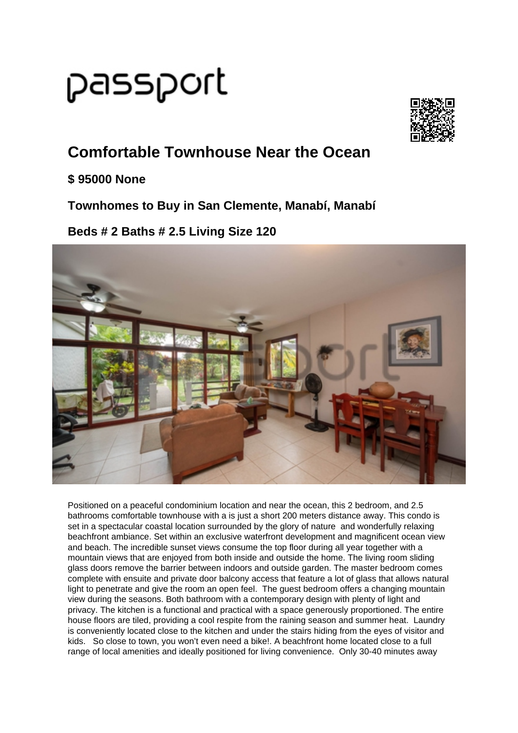passport

# Comfortable Townhouse Near the Ocean

### $ 95000 None

### Townhomes to Buy in San Clemente, Manabí, Manabí

### Beds # 2 Baths # 2.5 Living Size 120

Positioned on a peaceful condominium location and near the ocean, this 2 bedroom, and 2.5 bathrooms comfortable townhouse with a is just a short 200 meters distance away. This condo is set in a spectacular coastal location surrounded by the glory of nature and wonderfully relaxing beachfront ambiance. Set within an exclusive waterfront development and magnificent ocean view and beach. The incredible sunset views consume the top floor during all year together with a mountain views that are enjoyed from both inside and outside the home. The living room sliding glass doors remove the barrier between indoors and outside garden. The master bedroom comes complete with ensuite and private door balcony access that feature a lot of glass that allows natural light to penetrate and give the room an open feel. The guest bedroom offers a changing mountain view during the seasons. Both bathroom with a contemporary design with plenty of light and privacy. The kitchen is a functional and practical with a space generously proportioned. The entire house floors are tiled, providing a cool respite from the raining season and summer heat. Laundry is conveniently located close to the kitchen and under the stairs hiding from the eyes of visitor and kids. So close to town, you won't even need a bike!. A beachfront home located close to a full range of local amenities and ideally positioned for living convenience. Only 30-40 minutes away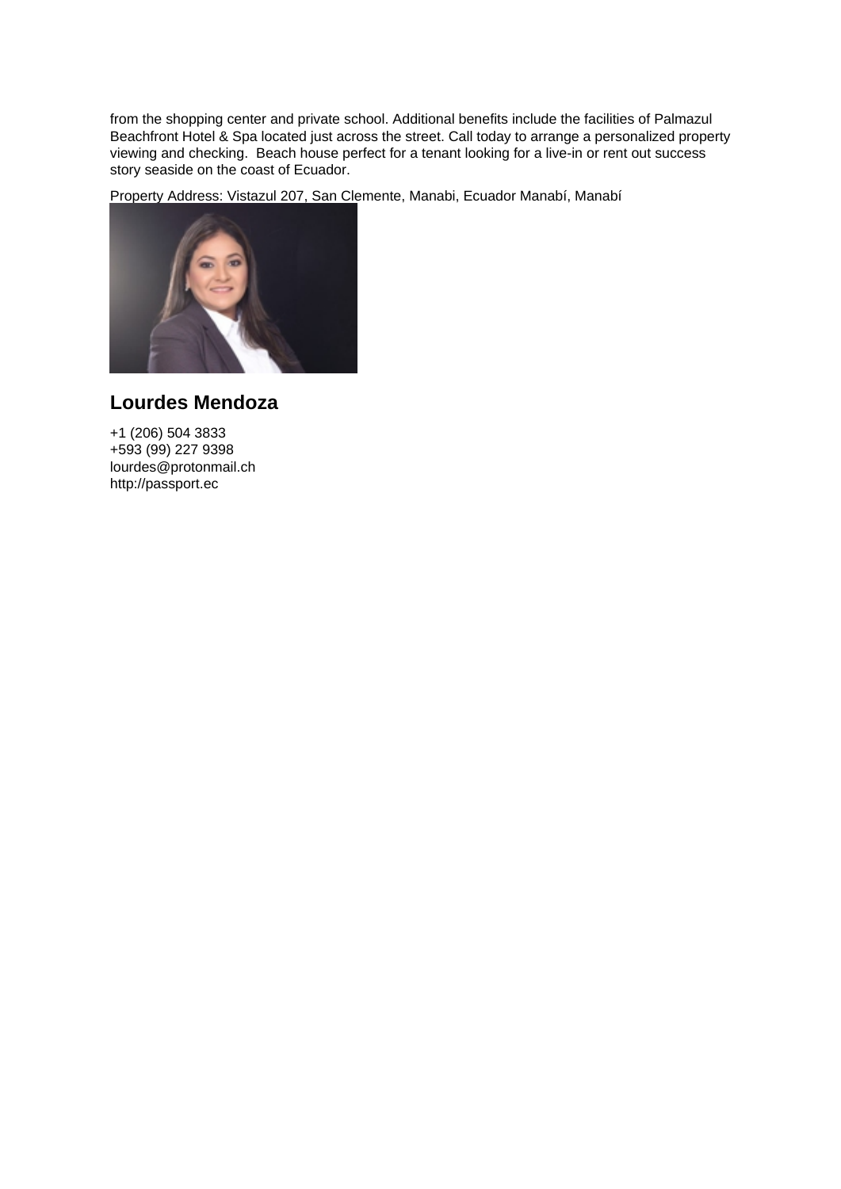from the shopping center and private school. Additional benefits include the facilities of Palmazul Beachfront Hotel & Spa located just across the street. Call today to arrange a personalized property viewing and checking.  Beach house perfect for a tenant looking for a live-in or rent out success story seaside on the coast of Ecuador.

Property Address: Vistazul 207, San Clemente, Manabi, Ecuador Manabí, Manabí

## Lourdes Mendoza

+1 (206) 504 3833
+593 (99) 227 9398
lourdes@protonmail.ch
http://passport.ec